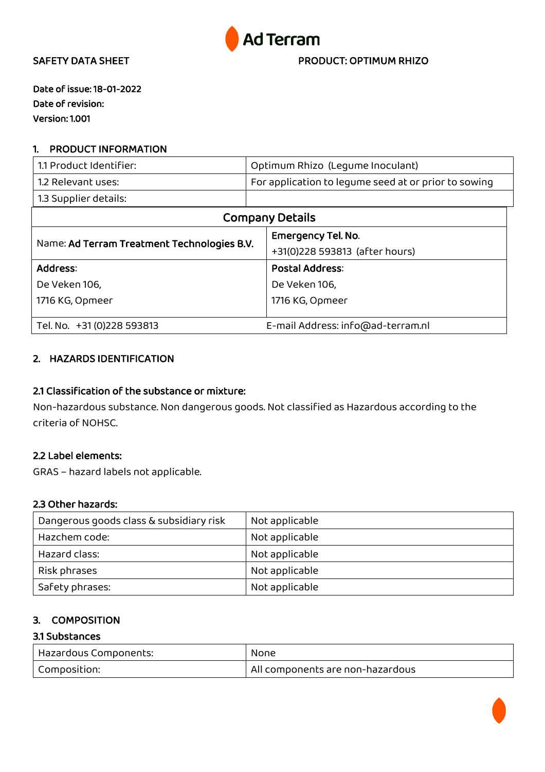Ad Terram

SAFETY DATA SHEET

PRODUCT: OPTIMUM RHIZO

**Date of issue: 18-01-2022**
**Date of revision:**
**Version: 1.001**

## 1. PRODUCT INFORMATION

| 1.1 Product Identifier: | Optimum Rhizo (Legume Inoculant) |
|---|---|
| 1.2 Relevant uses: | For application to legume seed at or prior to sowing |
| 1.3 Supplier details: | |

| Company Details | |
|---|---|
| Name: **Ad Terram Treatment Technologies B.V.** | **Emergency Tel. No.**<br>+31(0)228 593813 (after hours) |
| **Address**:<br>De Veken 106,<br>1716 KG, Opmeer | **Postal Address**:<br>De Veken 106,<br>1716 KG, Opmeer |
| Tel. No. +31 (0)228 593813 | E-mail Address: info@ad-terram.nl |

## 2. HAZARDS IDENTIFICATION

### 2.1 Classification of the substance or mixture:

Non-hazardous substance. Non dangerous goods. Not classified as Hazardous according to the criteria of NOHSC.

### 2.2 Label elements:

GRAS – hazard labels not applicable.

### 2.3 Other hazards:

| Dangerous goods class & subsidiary risk | Not applicable |
|---|---|
| Hazchem code: | Not applicable |
| Hazard class: | Not applicable |
| Risk phrases | Not applicable |
| Safety phrases: | Not applicable |

## 3. COMPOSITION

### 3.1 Substances

| Hazardous Components: | None |
|---|---|
| Composition: | All components are non-hazardous |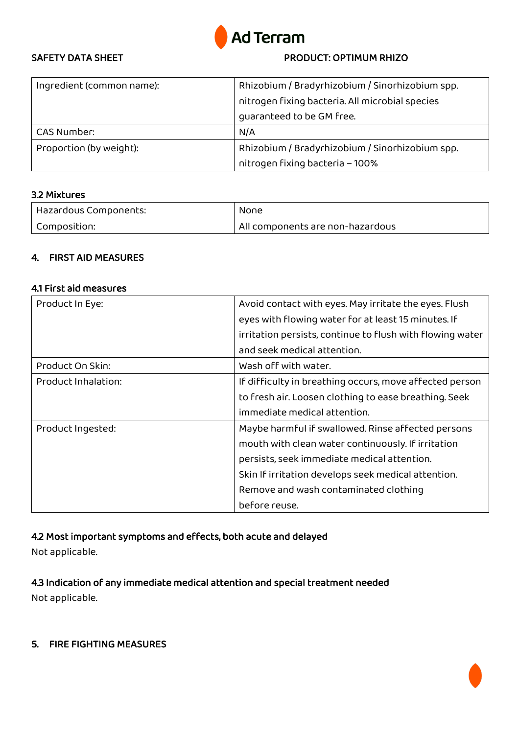| Ingredient (common name): | Rhizobium / Bradyrhizobium / Sinorhizobium spp. nitrogen fixing bacteria. All microbial species guaranteed to be GM free. |
|---|---|
| CAS Number: | N/A |
| Proportion (by weight): | Rhizobium / Bradyrhizobium / Sinorhizobium spp. nitrogen fixing bacteria – 100% |

### 3.2 Mixtures

| Hazardous Components: | None |
|---|---|
| Composition: | All components are non-hazardous |

## 4. FIRST AID MEASURES

### 4.1 First aid measures

| Product In Eye: | Avoid contact with eyes. May irritate the eyes. Flush eyes with flowing water for at least 15 minutes. If irritation persists, continue to flush with flowing water and seek medical attention. |
|---|---|
| Product On Skin: | Wash off with water. |
| Product Inhalation: | If difficulty in breathing occurs, move affected person to fresh air. Loosen clothing to ease breathing. Seek immediate medical attention. |
| Product Ingested: | Maybe harmful if swallowed. Rinse affected persons mouth with clean water continuously. If irritation persists, seek immediate medical attention. Skin If irritation develops seek medical attention. Remove and wash contaminated clothing before reuse. |

### 4.2 Most important symptoms and effects, both acute and delayed

Not applicable.

### 4.3 Indication of any immediate medical attention and special treatment needed

Not applicable.

## 5. FIRE FIGHTING MEASURES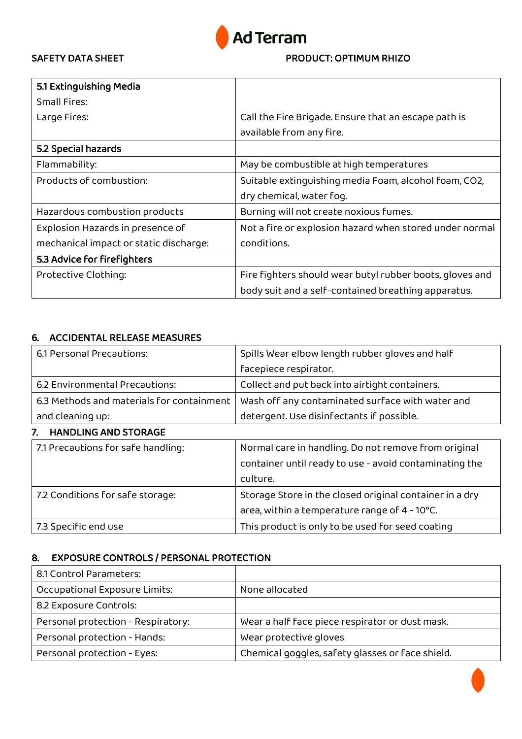| **5.1 Extinguishing Media** | |
|---|---|
| Small Fires: | |
| Large Fires: | Call the Fire Brigade. Ensure that an escape path is available from any fire. |
| **5.2 Special hazards** | |
| Flammability: | May be combustible at high temperatures |
| Products of combustion: | Suitable extinguishing media Foam, alcohol foam, $CO_2$, dry chemical, water fog. |
| Hazardous combustion products | Burning will not create noxious fumes. |
| Explosion Hazards in presence of mechanical impact or static discharge: | Not a fire or explosion hazard when stored under normal conditions. |
| **5.3 Advice for firefighters** | |
| Protective Clothing: | Fire fighters should wear butyl rubber boots, gloves and body suit and a self-contained breathing apparatus. |

## 6. ACCIDENTAL RELEASE MEASURES

| 6.1 Personal Precautions: | Spills Wear elbow length rubber gloves and half facepiece respirator. |
|---|---|
| 6.2 Environmental Precautions: | Collect and put back into airtight containers. |
| 6.3 Methods and materials for containment and cleaning up: | Wash off any contaminated surface with water and detergent. Use disinfectants if possible. |

## 7. HANDLING AND STORAGE

| 7.1 Precautions for safe handling: | Normal care in handling. Do not remove from original container until ready to use - avoid contaminating the culture. |
|---|---|
| 7.2 Conditions for safe storage: | Storage Store in the closed original container in a dry area, within a temperature range of 4 - 10°C. |
| 7.3 Specific end use | This product is only to be used for seed coating |

## 8. EXPOSURE CONTROLS / PERSONAL PROTECTION

| 8.1 Control Parameters: | |
|---|---|
| Occupational Exposure Limits: | None allocated |
| 8.2 Exposure Controls: | |
| Personal protection - Respiratory: | Wear a half face piece respirator or dust mask. |
| Personal protection - Hands: | Wear protective gloves |
| Personal protection - Eyes: | Chemical goggles, safety glasses or face shield. |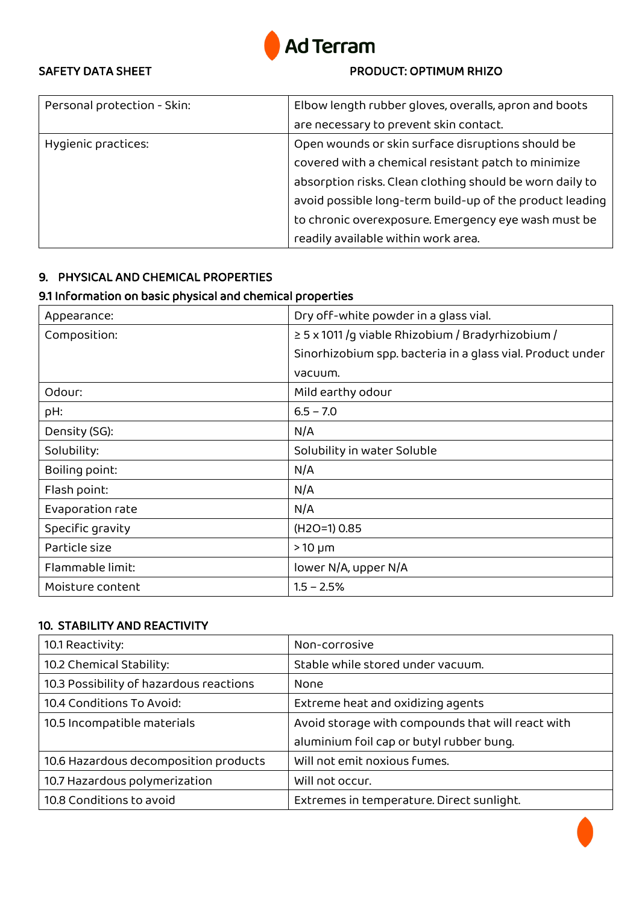| Personal protection - Skin: | Elbow length rubber gloves, overalls, apron and boots are necessary to prevent skin contact. |
|---|---|
| Hygienic practices: | Open wounds or skin surface disruptions should be covered with a chemical resistant patch to minimize absorption risks. Clean clothing should be worn daily to avoid possible long-term build-up of the product leading to chronic overexposure. Emergency eye wash must be readily available within work area. |

## 9. PHYSICAL AND CHEMICAL PROPERTIES

### 9.1 Information on basic physical and chemical properties

| Appearance: | Dry off-white powder in a glass vial. |
|---|---|
| Composition: | ≥ 5 x 1011 /g viable Rhizobium / Bradyrhizobium / Sinorhizobium spp. bacteria in a glass vial. Product under vacuum. |
| Odour: | Mild earthy odour |
| pH: | 6.5 – 7.0 |
| Density (SG): | N/A |
| Solubility: | Solubility in water Soluble |
| Boiling point: | N/A |
| Flash point: | N/A |
| Evaporation rate | N/A |
| Specific gravity | ($H_2O$=1) 0.85 |
| Particle size | > 10 µm |
| Flammable limit: | lower N/A, upper N/A |
| Moisture content | 1.5 – 2.5% |

## 10. STABILITY AND REACTIVITY

| 10.1 Reactivity: | Non-corrosive |
|---|---|
| 10.2 Chemical Stability: | Stable while stored under vacuum. |
| 10.3 Possibility of hazardous reactions | None |
| 10.4 Conditions To Avoid: | Extreme heat and oxidizing agents |
| 10.5 Incompatible materials | Avoid storage with compounds that will react with aluminium foil cap or butyl rubber bung. |
| 10.6 Hazardous decomposition products | Will not emit noxious fumes. |
| 10.7 Hazardous polymerization | Will not occur. |
| 10.8 Conditions to avoid | Extremes in temperature. Direct sunlight. |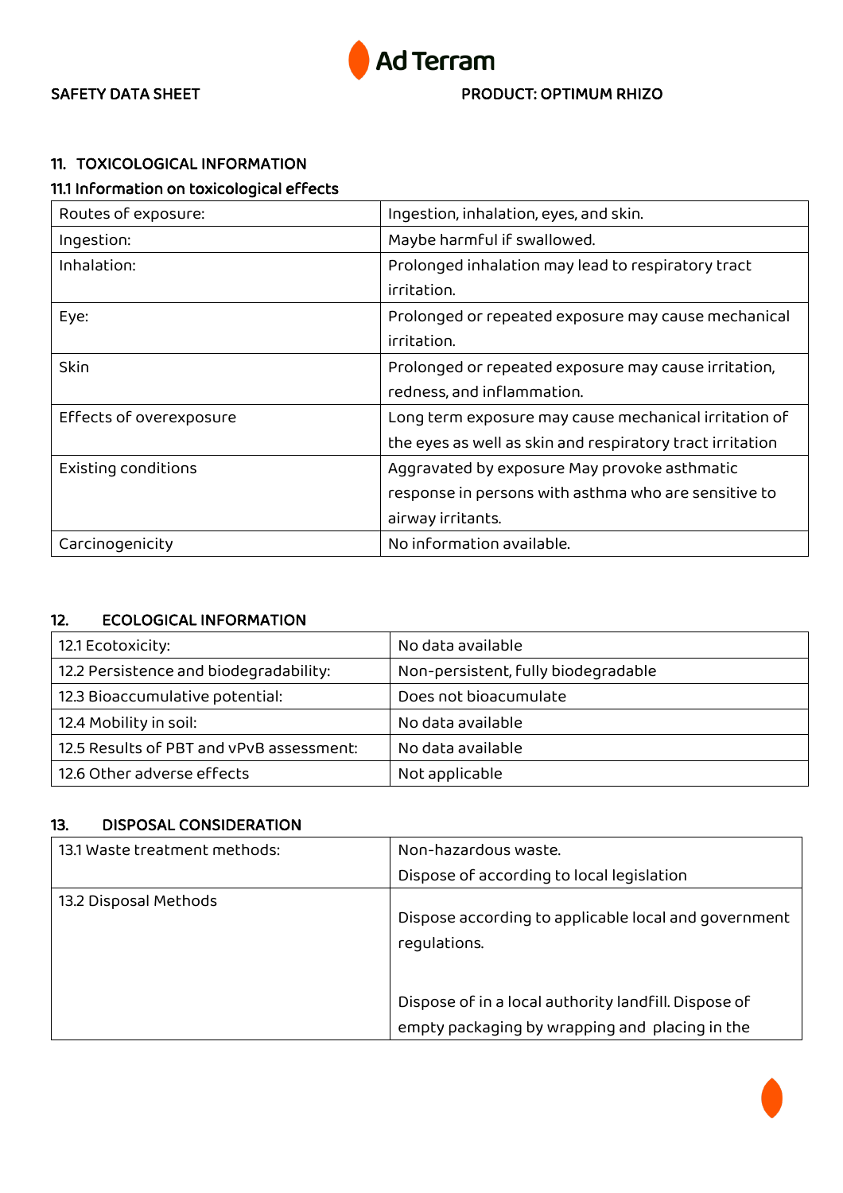## 11. TOXICOLOGICAL INFORMATION

### 11.1 Information on toxicological effects

| | |
|---|---|
| Routes of exposure: | Ingestion, inhalation, eyes, and skin. |
| Ingestion: | Maybe harmful if swallowed. |
| Inhalation: | Prolonged inhalation may lead to respiratory tract irritation. |
| Eye: | Prolonged or repeated exposure may cause mechanical irritation. |
| Skin | Prolonged or repeated exposure may cause irritation, redness, and inflammation. |
| Effects of overexposure | Long term exposure may cause mechanical irritation of the eyes as well as skin and respiratory tract irritation |
| Existing conditions | Aggravated by exposure May provoke asthmatic response in persons with asthma who are sensitive to airway irritants. |
| Carcinogenicity | No information available. |

## 12. ECOLOGICAL INFORMATION

| | |
|---|---|
| 12.1 Ecotoxicity: | No data available |
| 12.2 Persistence and biodegradability: | Non-persistent, fully biodegradable |
| 12.3 Bioaccumulative potential: | Does not bioacumulate |
| 12.4 Mobility in soil: | No data available |
| 12.5 Results of PBT and vPvB assessment: | No data available |
| 12.6 Other adverse effects | Not applicable |

## 13. DISPOSAL CONSIDERATION

| | |
|---|---|
| 13.1 Waste treatment methods: | Non-hazardous waste.<br>Dispose of according to local legislation |
| 13.2 Disposal Methods | Dispose according to applicable local and government regulations.<br><br>Dispose of in a local authority landfill. Dispose of empty packaging by wrapping and placing in the |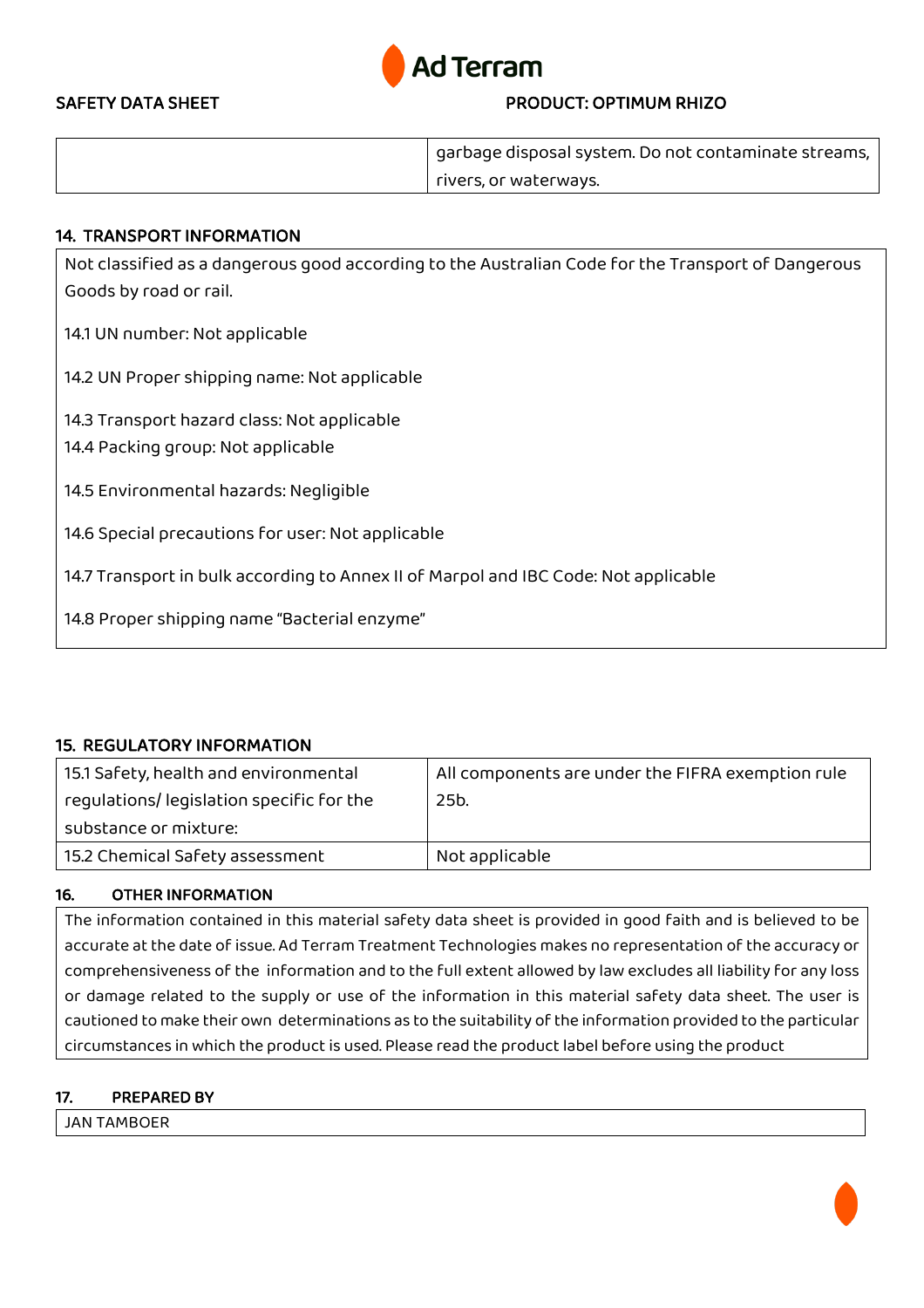| | |
|---|---|
| | garbage disposal system. Do not contaminate streams, rivers, or waterways. |

## 14. TRANSPORT INFORMATION

Not classified as a dangerous good according to the Australian Code for the Transport of Dangerous Goods by road or rail.

14.1 UN number: Not applicable

14.2 UN Proper shipping name: Not applicable

14.3 Transport hazard class: Not applicable
14.4 Packing group: Not applicable

14.5 Environmental hazards: Negligible

14.6 Special precautions for user: Not applicable

14.7 Transport in bulk according to Annex II of Marpol and IBC Code: Not applicable

14.8 Proper shipping name "Bacterial enzyme"

## 15. REGULATORY INFORMATION

| | |
|---|---|
| 15.1 Safety, health and environmental regulations/ legislation specific for the substance or mixture: | All components are under the FIFRA exemption rule 25b. |
| 15.2 Chemical Safety assessment | Not applicable |

## 16. OTHER INFORMATION

The information contained in this material safety data sheet is provided in good faith and is believed to be accurate at the date of issue. Ad Terram Treatment Technologies makes no representation of the accuracy or comprehensiveness of the information and to the full extent allowed by law excludes all liability for any loss or damage related to the supply or use of the information in this material safety data sheet. The user is cautioned to make their own determinations as to the suitability of the information provided to the particular circumstances in which the product is used. Please read the product label before using the product

## 17. PREPARED BY

JAN TAMBOER